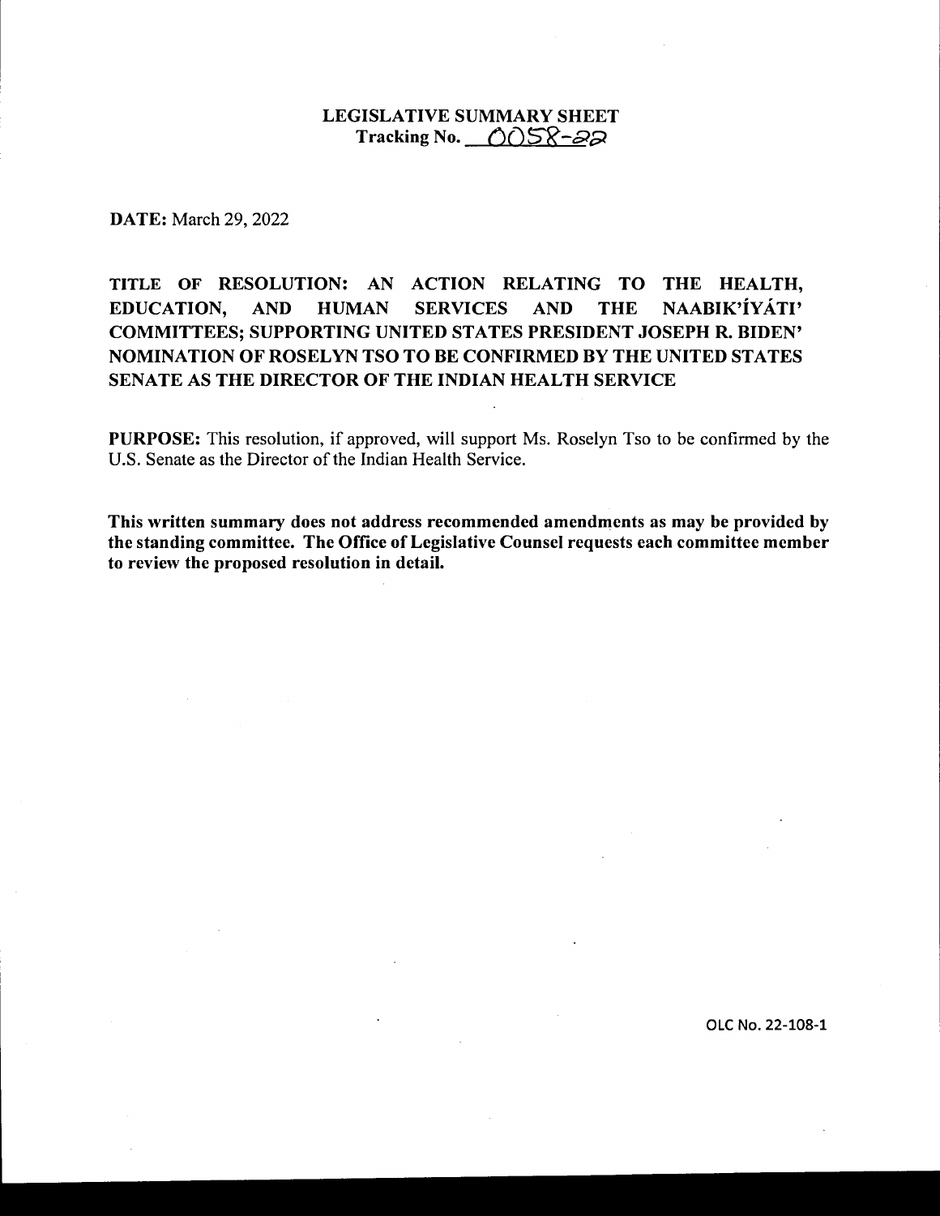# LEGISLATIVE SUMMARY SHEET
## Tracking No. 0058-22

**DATE:** March 29, 2022

**TITLE OF RESOLUTION: AN ACTION RELATING TO THE HEALTH, EDUCATION, AND HUMAN SERVICES AND THE NAABIK'ÍYÁTI' COMMITTEES; SUPPORTING UNITED STATES PRESIDENT JOSEPH R. BIDEN' NOMINATION OF ROSELYN TSO TO BE CONFIRMED BY THE UNITED STATES SENATE AS THE DIRECTOR OF THE INDIAN HEALTH SERVICE**

**PURPOSE:** This resolution, if approved, will support Ms. Roselyn Tso to be confirmed by the U.S. Senate as the Director of the Indian Health Service.

**This written summary does not address recommended amendments as may be provided by the standing committee. The Office of Legislative Counsel requests each committee member to review the proposed resolution in detail.**

OLC No. 22-108-1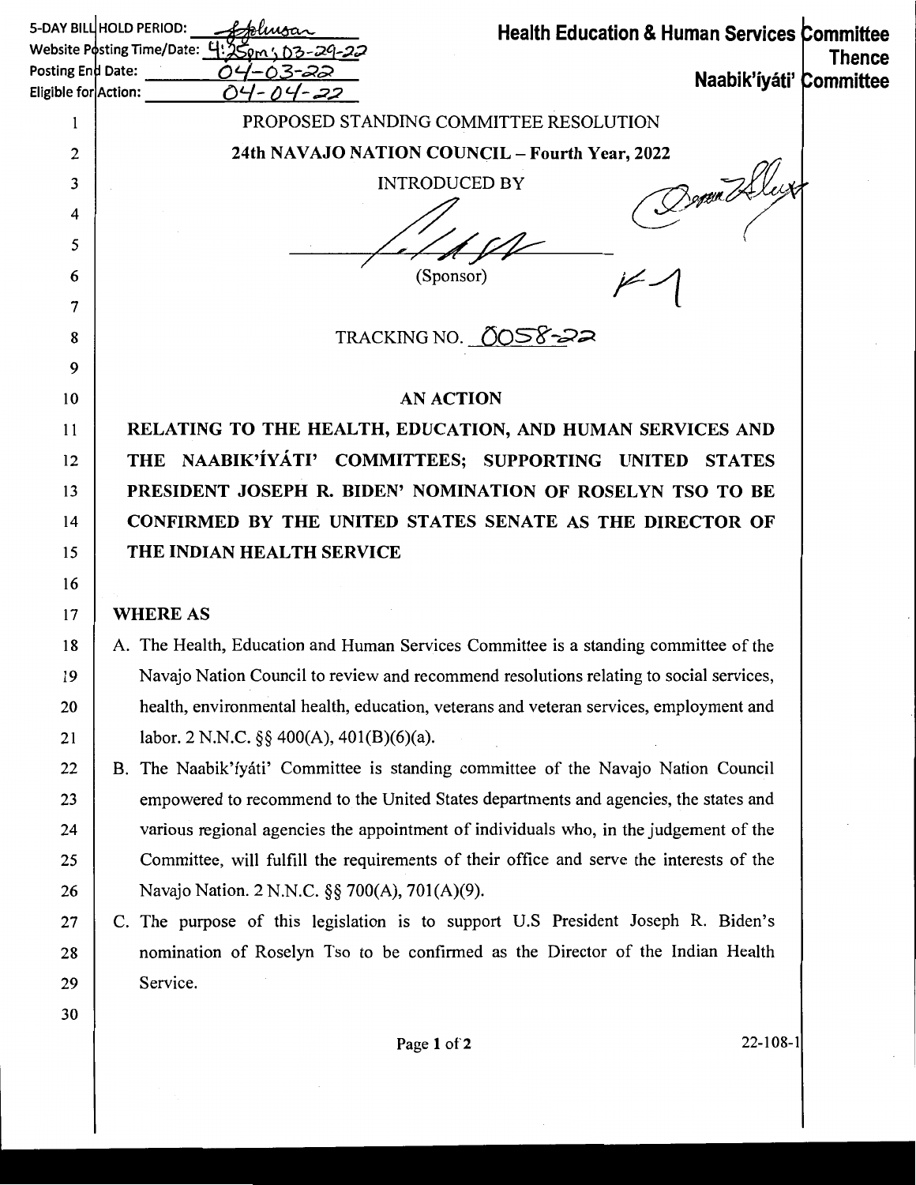5-DAY BILL HOLD PERIOD: ~~signature~~
Website Posting Time/Date: 4:25pm; 03-29-22
Posting End Date: 04-03-22
Eligible for Action: 04-04-22

**Health Education & Human Services Committee**
**Thence**
**Naabik'íyáti' Committee**

PROPOSED STANDING COMMITTEE RESOLUTION

**24th NAVAJO NATION COUNCIL – Fourth Year, 2022**

INTRODUCED BY

(Sponsor)

TRACKING NO. 0058-22

**AN ACTION**

**RELATING TO THE HEALTH, EDUCATION, AND HUMAN SERVICES AND THE NAABIK'ÍYÁTI' COMMITTEES; SUPPORTING UNITED STATES PRESIDENT JOSEPH R. BIDEN' NOMINATION OF ROSELYN TSO TO BE CONFIRMED BY THE UNITED STATES SENATE AS THE DIRECTOR OF THE INDIAN HEALTH SERVICE**

**WHERE AS**

A. The Health, Education and Human Services Committee is a standing committee of the Navajo Nation Council to review and recommend resolutions relating to social services, health, environmental health, education, veterans and veteran services, employment and labor. 2 N.N.C. §§ 400(A), 401(B)(6)(a).

B. The Naabik'íyáti' Committee is standing committee of the Navajo Nation Council empowered to recommend to the United States departments and agencies, the states and various regional agencies the appointment of individuals who, in the judgement of the Committee, will fulfill the requirements of their office and serve the interests of the Navajo Nation. 2 N.N.C. §§ 700(A), 701(A)(9).

C. The purpose of this legislation is to support U.S President Joseph R. Biden's nomination of Roselyn Tso to be confirmed as the Director of the Indian Health Service.

22-108-1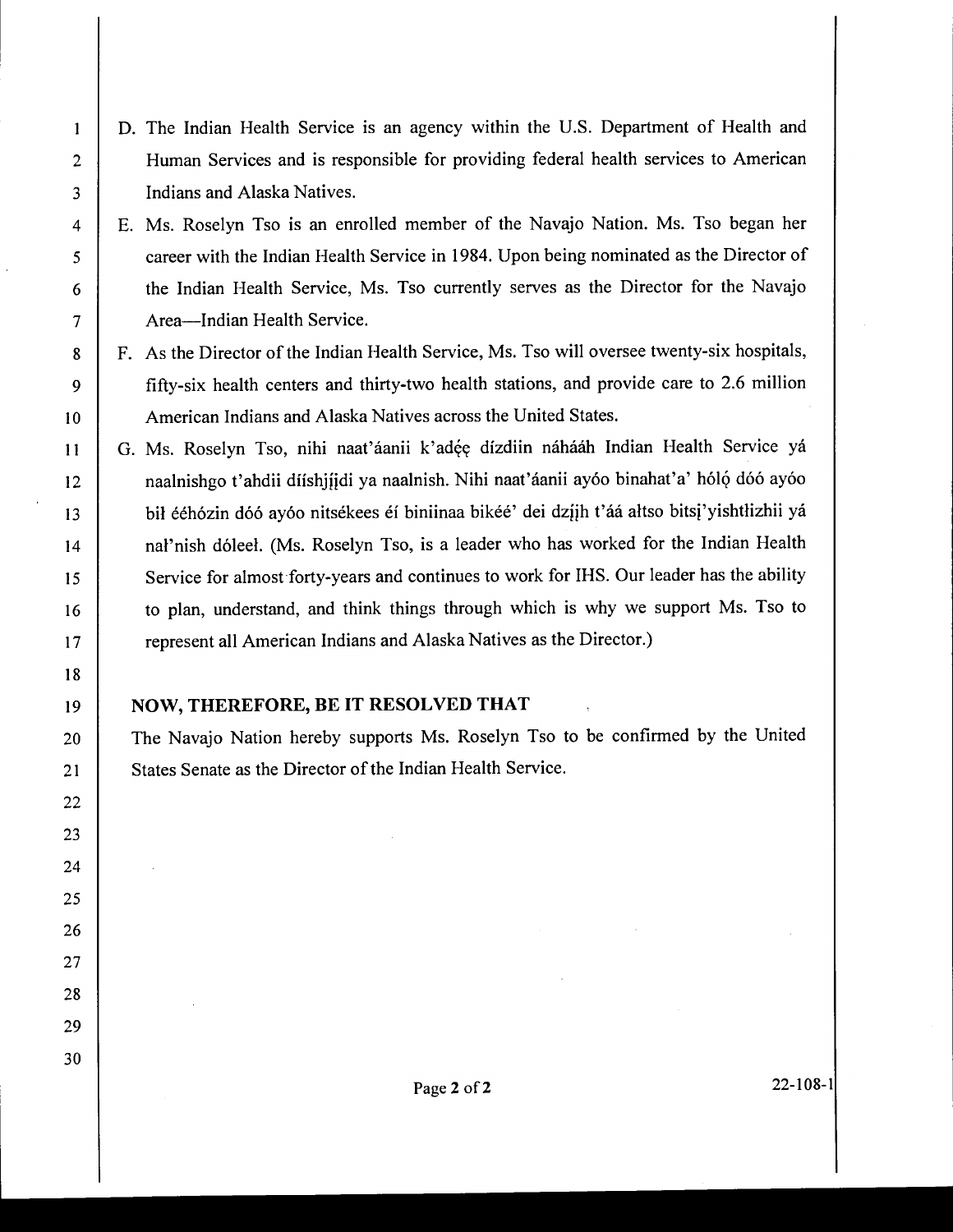D. The Indian Health Service is an agency within the U.S. Department of Health and Human Services and is responsible for providing federal health services to American Indians and Alaska Natives.

E. Ms. Roselyn Tso is an enrolled member of the Navajo Nation. Ms. Tso began her career with the Indian Health Service in 1984. Upon being nominated as the Director of the Indian Health Service, Ms. Tso currently serves as the Director for the Navajo Area—Indian Health Service.

F. As the Director of the Indian Health Service, Ms. Tso will oversee twenty-six hospitals, fifty-six health centers and thirty-two health stations, and provide care to 2.6 million American Indians and Alaska Natives across the United States.

G. Ms. Roselyn Tso, nihi naat'áanii k'adę́ę dízdiin náhááh Indian Health Service yá naalnishgo t'ahdii díishjį́įdi ya naalnish. Nihi naat'áanii ayóo binahat'a' hóló dóó ayóo bił ééhózin dóó ayóo nitsékees éí biniinaa bikéé' dei dzį́ih t'áá ałtso bitsį'yishtłizhii yá nał'nish dóleeł. (Ms. Roselyn Tso, is a leader who has worked for the Indian Health Service for almost forty-years and continues to work for IHS. Our leader has the ability to plan, understand, and think things through which is why we support Ms. Tso to represent all American Indians and Alaska Natives as the Director.)

**NOW, THEREFORE, BE IT RESOLVED THAT**

The Navajo Nation hereby supports Ms. Roselyn Tso to be confirmed by the United States Senate as the Director of the Indian Health Service.

22-108-1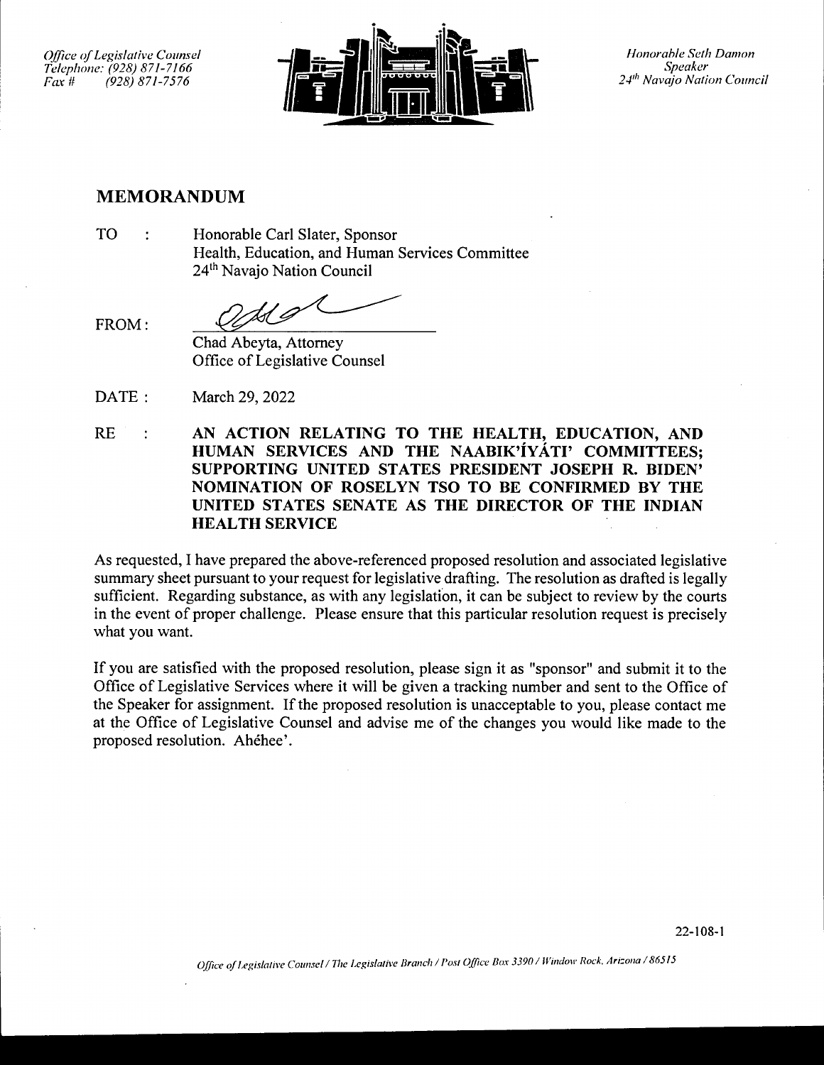*Office of Legislative Counsel*
*Telephone: (928) 871-7166*
*Fax # (928) 871-7576*

*Honorable Seth Damon*
*Speaker*
*24th Navajo Nation Council*

## MEMORANDUM

TO : Honorable Carl Slater, Sponsor
Health, Education, and Human Services Committee
24th Navajo Nation Council

FROM: Chad Abeyta, Attorney
Office of Legislative Counsel

DATE : March 29, 2022

RE : **AN ACTION RELATING TO THE HEALTH, EDUCATION, AND HUMAN SERVICES AND THE NAABIK'ÍYÁTI' COMMITTEES; SUPPORTING UNITED STATES PRESIDENT JOSEPH R. BIDEN' NOMINATION OF ROSELYN TSO TO BE CONFIRMED BY THE UNITED STATES SENATE AS THE DIRECTOR OF THE INDIAN HEALTH SERVICE**

As requested, I have prepared the above-referenced proposed resolution and associated legislative summary sheet pursuant to your request for legislative drafting. The resolution as drafted is legally sufficient. Regarding substance, as with any legislation, it can be subject to review by the courts in the event of proper challenge. Please ensure that this particular resolution request is precisely what you want.

If you are satisfied with the proposed resolution, please sign it as "sponsor" and submit it to the Office of Legislative Services where it will be given a tracking number and sent to the Office of the Speaker for assignment. If the proposed resolution is unacceptable to you, please contact me at the Office of Legislative Counsel and advise me of the changes you would like made to the proposed resolution. Ahéhee'.

22-108-1

*Office of Legislative Counsel / The Legislative Branch / Post Office Box 3390 / Window Rock, Arizona / 86515*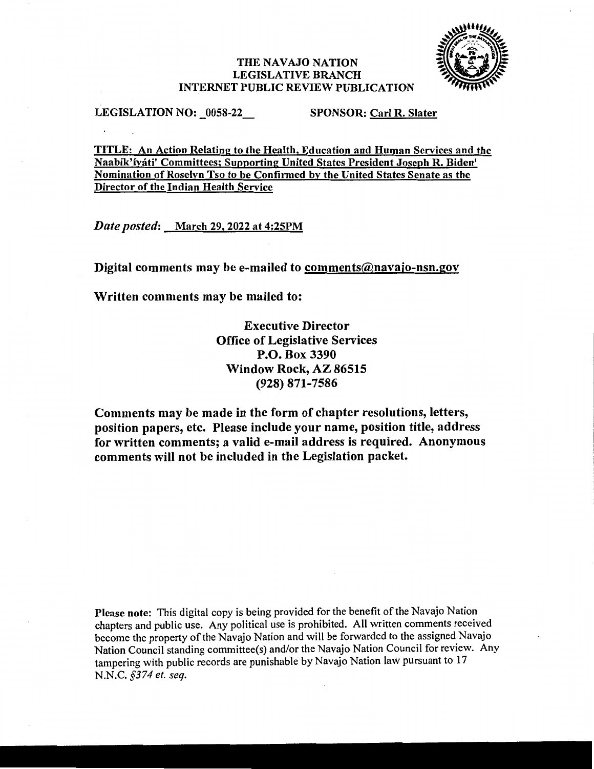# THE NAVAJO NATION
## LEGISLATIVE BRANCH
## INTERNET PUBLIC REVIEW PUBLICATION

**LEGISLATION NO:** _0058-22_ **SPONSOR:** Carl R. Slater

**TITLE: An Action Relating to the Health, Education and Human Services and the Naabik'íyáti' Committees; Supporting United States President Joseph R. Biden' Nomination of Roselyn Tso to be Confirmed by the United States Senate as the Director of the Indian Health Service**

*Date posted*: March 29, 2022 at 4:25PM

**Digital comments may be e-mailed to comments@navajo-nsn.gov**

**Written comments may be mailed to:**

**Executive Director**
**Office of Legislative Services**
**P.O. Box 3390**
**Window Rock, AZ 86515**
**(928) 871-7586**

**Comments may be made in the form of chapter resolutions, letters, position papers, etc. Please include your name, position title, address for written comments; a valid e-mail address is required. Anonymous comments will not be included in the Legislation packet.**

**Please note:** This digital copy is being provided for the benefit of the Navajo Nation chapters and public use. Any political use is prohibited. All written comments received become the property of the Navajo Nation and will be forwarded to the assigned Navajo Nation Council standing committee(s) and/or the Navajo Nation Council for review. Any tampering with public records are punishable by Navajo Nation law pursuant to 17 N.N.C. *§374 et. seq.*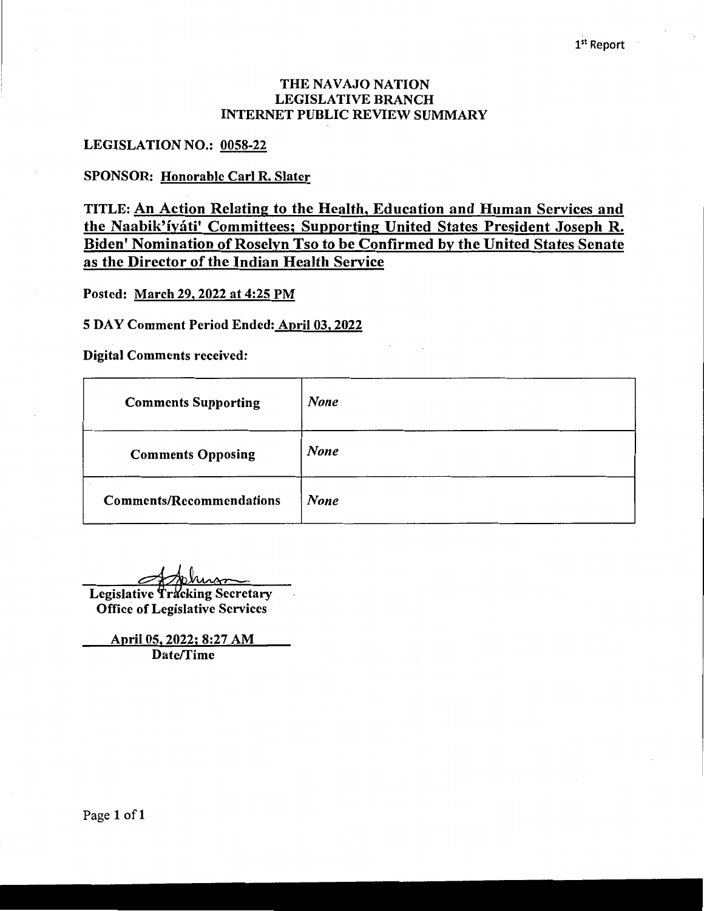1st Report

# THE NAVAJO NATION
# LEGISLATIVE BRANCH
# INTERNET PUBLIC REVIEW SUMMARY

**LEGISLATION NO.:** 0058-22

**SPONSOR:** Honorable Carl R. Slater

**TITLE:** An Action Relating to the Health, Education and Human Services and the Naabik'íyáti' Committees; Supporting United States President Joseph R. Biden' Nomination of Roselyn Tso to be Confirmed by the United States Senate as the Director of the Indian Health Service

**Posted:** March 29, 2022 at 4:25 PM

**5 DAY Comment Period Ended:** April 03, 2022

**Digital Comments received:**

| | |
|---|---|
| **Comments Supporting** | *None* |
| **Comments Opposing** | *None* |
| **Comments/Recommendations** | *None* |

Legislative Tracking Secretary
Office of Legislative Services

April 05, 2022; 8:27 AM
Date/Time